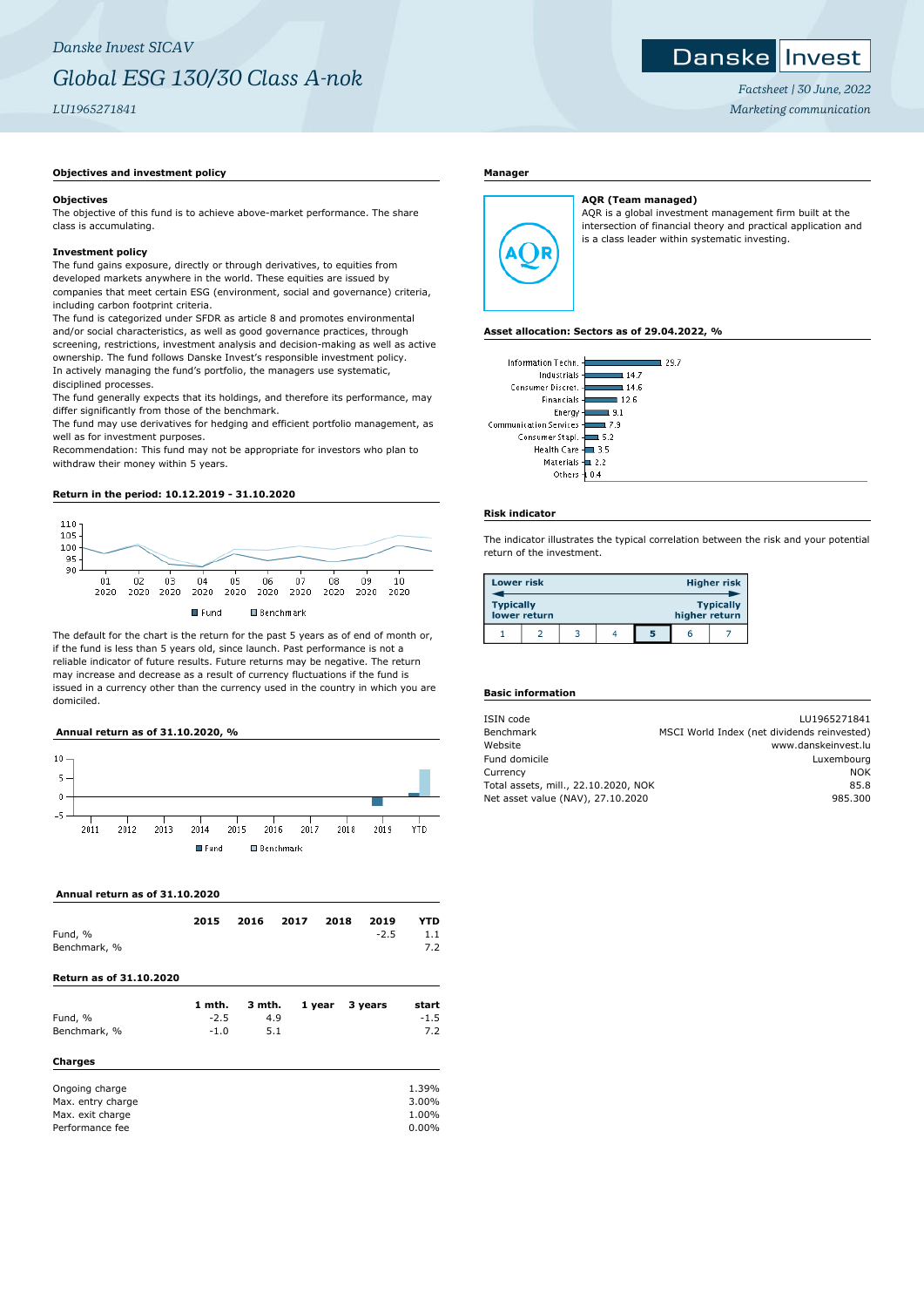*Danske Invest SICAV*

# *Global ESG 130/30 Class A-nok*

*LU1965271841*

*Factsheet | 30 June, 2022*

*Marketing communication*

## Objectives and investment policy

### Objectives

The objective of this fund is to achieve above-market performance. The share class is accumulating.

### Investment policy

The fund gains exposure, directly or through derivatives, to equities from developed markets anywhere in the world. These equities are issued by companies that meet certain ESG (environment, social and governance) criteria, including carbon footprint criteria.

The fund is categorized under SFDR as article 8 and promotes environmental and/or social characteristics, as well as good governance practices, through screening, restrictions, investment analysis and decision-making as well as active ownership. The fund follows Danske Invest's responsible investment policy.

In actively managing the fund's portfolio, the managers use systematic, disciplined processes.

The fund generally expects that its holdings, and therefore its performance, may differ significantly from those of the benchmark.

The fund may use derivatives for hedging and efficient portfolio management, as well as for investment purposes.

Recommendation: This fund may not be appropriate for investors who plan to withdraw their money within 5 years.

## Return in the period: 10.12.2019 - 31.10.2020

■ Fund ■ Benchmark

The default for the chart is the return for the past 5 years as of end of month or, if the fund is less than 5 years old, since launch. Past performance is not a reliable indicator of future results. Future returns may be negative. The return may increase and decrease as a result of currency fluctuations if the fund is issued in a currency other than the currency used in the country in which you are domiciled.

## Annual return as of 31.10.2020, %

■ Fund ■ Benchmark

## Annual return as of 31.10.2020

| | 2015 | 2016 | 2017 | 2018 | 2019 | YTD |
|---|---|---|---|---|---|---|
| Fund, % | | | | | -2.5 | 1.1 |
| Benchmark, % | | | | | | 7.2 |

## Return as of 31.10.2020

| | 1 mth. | 3 mth. | 1 year | 3 years | start |
|---|---|---|---|---|---|
| Fund, % | -2.5 | 4.9 | | | -1.5 |
| Benchmark, % | -1.0 | 5.1 | | | 7.2 |

## Charges

| | |
|---|---|
| Ongoing charge | 1.39% |
| Max. entry charge | 3.00% |
| Max. exit charge | 1.00% |
| Performance fee | 0.00% |

## Manager

**AQR (Team managed)**

AQR is a global investment management firm built at the intersection of financial theory and practical application and is a class leader within systematic investing.

## Asset allocation: Sectors as of 29.04.2022, %

| Sector | % |
|---|---|
| Information Techn. | 29.7 |
| Industrials | 14.7 |
| Consumer Discret. | 14.6 |
| Financials | 12.6 |
| Energy | 9.1 |
| Communication Services | 7.9 |
| Consumer Stapl. | 5.2 |
| Health Care | 3.5 |
| Materials | 2.2 |
| Others | 0.4 |

## Risk indicator

The indicator illustrates the typical correlation between the risk and your potential return of the investment.

| Lower risk | | | | | | Higher risk |
|---|---|---|---|---|---|---|
| Typically lower return | | | | | | Typically higher return |
| 1 | 2 | 3 | 4 | **5** | 6 | 7 |

## Basic information

| | |
|---|---|
| ISIN code | LU1965271841 |
| Benchmark | MSCI World Index (net dividends reinvested) |
| Website | www.danskeinvest.lu |
| Fund domicile | Luxembourg |
| Currency | NOK |
| Total assets, mill., 22.10.2020, NOK | 85.8 |
| Net asset value (NAV), 27.10.2020 | 985.300 |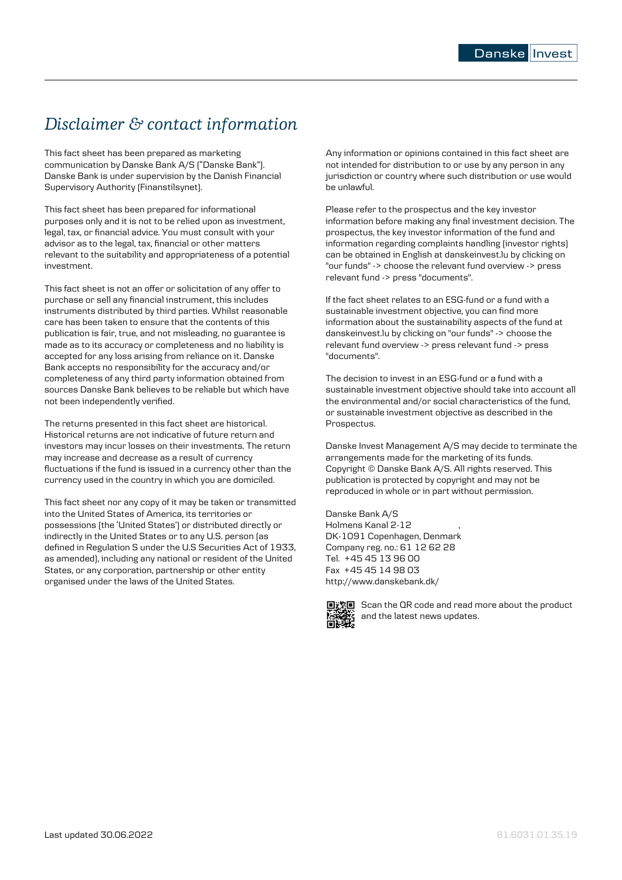# *Disclaimer & contact information*

This fact sheet has been prepared as marketing communication by Danske Bank A/S ("Danske Bank"). Danske Bank is under supervision by the Danish Financial Supervisory Authority (Finanstilsynet).

This fact sheet has been prepared for informational purposes only and it is not to be relied upon as investment, legal, tax, or financial advice. You must consult with your advisor as to the legal, tax, financial or other matters relevant to the suitability and appropriateness of a potential investment.

This fact sheet is not an offer or solicitation of any offer to purchase or sell any financial instrument, this includes instruments distributed by third parties. Whilst reasonable care has been taken to ensure that the contents of this publication is fair, true, and not misleading, no guarantee is made as to its accuracy or completeness and no liability is accepted for any loss arising from reliance on it. Danske Bank accepts no responsibility for the accuracy and/or completeness of any third party information obtained from sources Danske Bank believes to be reliable but which have not been independently verified.

The returns presented in this fact sheet are historical. Historical returns are not indicative of future return and investors may incur losses on their investments. The return may increase and decrease as a result of currency fluctuations if the fund is issued in a currency other than the currency used in the country in which you are domiciled.

This fact sheet nor any copy of it may be taken or transmitted into the United States of America, its territories or possessions (the 'United States') or distributed directly or indirectly in the United States or to any U.S. person (as defined in Regulation S under the U.S Securities Act of 1933, as amended), including any national or resident of the United States, or any corporation, partnership or other entity organised under the laws of the United States.

Any information or opinions contained in this fact sheet are not intended for distribution to or use by any person in any jurisdiction or country where such distribution or use would be unlawful.

Please refer to the prospectus and the key investor information before making any final investment decision. The prospectus, the key investor information of the fund and information regarding complaints handling (investor rights) can be obtained in English at danskeinvest.lu by clicking on "our funds" -> choose the relevant fund overview -> press relevant fund -> press "documents".

If the fact sheet relates to an ESG-fund or a fund with a sustainable investment objective, you can find more information about the sustainability aspects of the fund at danskeinvest.lu by clicking on "our funds" -> choose the relevant fund overview -> press relevant fund -> press "documents".

The decision to invest in an ESG-fund or a fund with a sustainable investment objective should take into account all the environmental and/or social characteristics of the fund, or sustainable investment objective as described in the Prospectus.

Danske Invest Management A/S may decide to terminate the arrangements made for the marketing of its funds. Copyright © Danske Bank A/S. All rights reserved. This publication is protected by copyright and may not be reproduced in whole or in part without permission.

Danske Bank A/S
Holmens Kanal 2-12
DK-1091 Copenhagen, Denmark
Company reg. no.: 61 12 62 28
Tel. +45 45 13 96 00
Fax +45 45 14 98 03
http://www.danskebank.dk/

Scan the QR code and read more about the product and the latest news updates.

Last updated 30.06.2022

81.6031.01.35.19